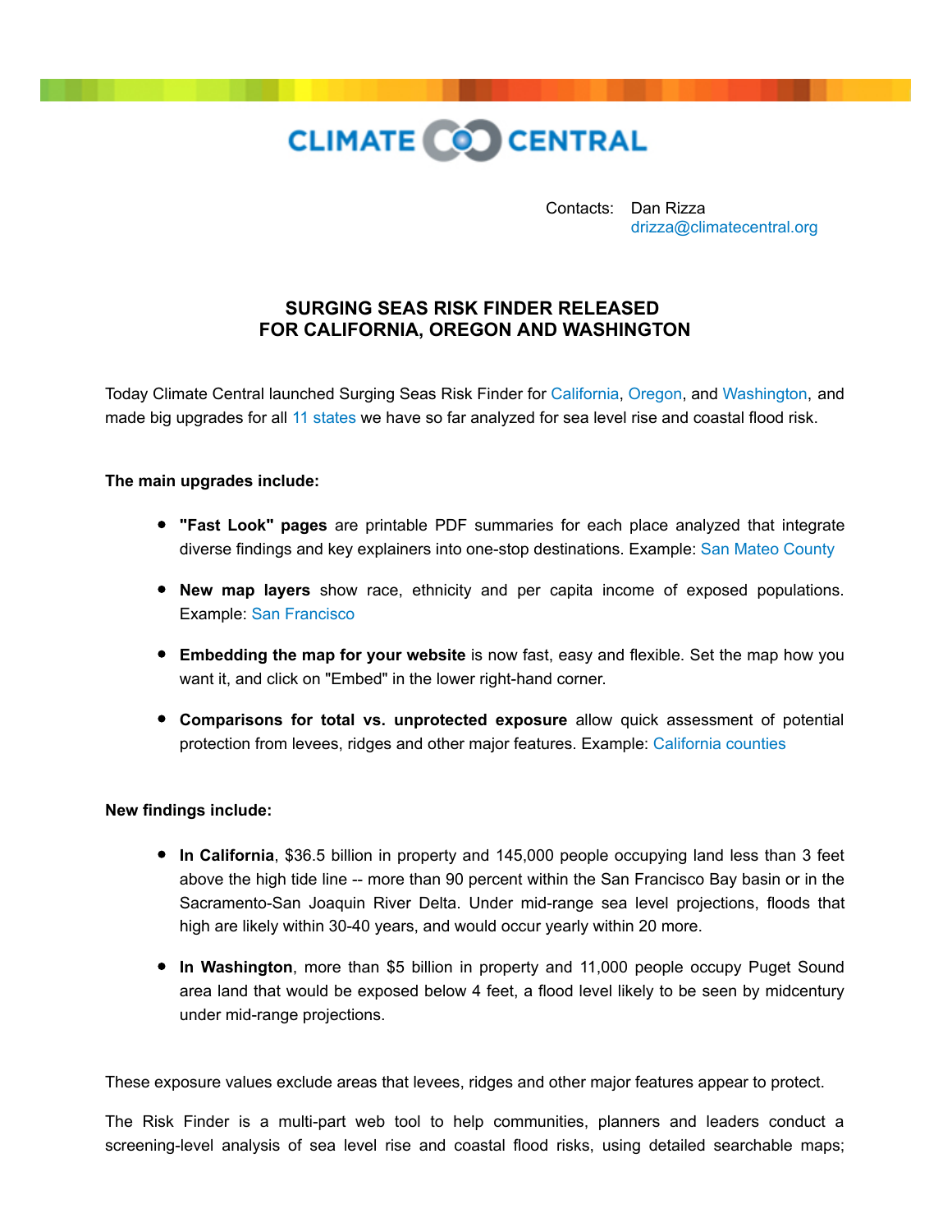CLIMATE CENTRAL

Contacts: Dan Rizza
drizza@climatecentral.org

## SURGING SEAS RISK FINDER RELEASED FOR CALIFORNIA, OREGON AND WASHINGTON

Today Climate Central launched Surging Seas Risk Finder for California, Oregon, and Washington, and made big upgrades for all 11 states we have so far analyzed for sea level rise and coastal flood risk.

**The main upgrades include:**

- **"Fast Look" pages** are printable PDF summaries for each place analyzed that integrate diverse findings and key explainers into one-stop destinations. Example: San Mateo County
- **New map layers** show race, ethnicity and per capita income of exposed populations. Example: San Francisco
- **Embedding the map for your website** is now fast, easy and flexible. Set the map how you want it, and click on "Embed" in the lower right-hand corner.
- **Comparisons for total vs. unprotected exposure** allow quick assessment of potential protection from levees, ridges and other major features. Example: California counties

**New findings include:**

- **In California**, $36.5 billion in property and 145,000 people occupying land less than 3 feet above the high tide line -- more than 90 percent within the San Francisco Bay basin or in the Sacramento-San Joaquin River Delta. Under mid-range sea level projections, floods that high are likely within 30-40 years, and would occur yearly within 20 more.
- **In Washington**, more than $5 billion in property and 11,000 people occupy Puget Sound area land that would be exposed below 4 feet, a flood level likely to be seen by midcentury under mid-range projections.

These exposure values exclude areas that levees, ridges and other major features appear to protect.

The Risk Finder is a multi-part web tool to help communities, planners and leaders conduct a screening-level analysis of sea level rise and coastal flood risks, using detailed searchable maps;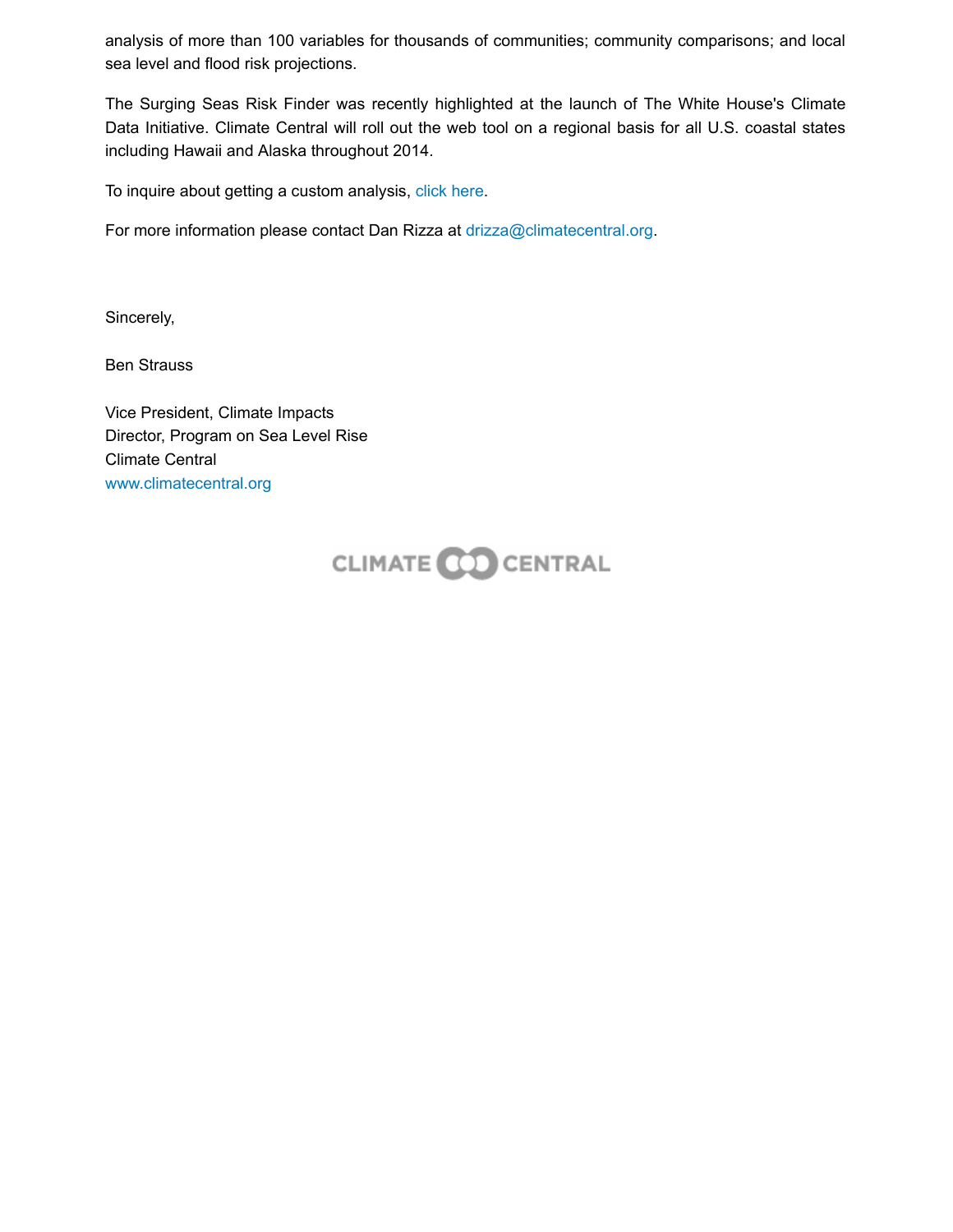analysis of more than 100 variables for thousands of communities; community comparisons; and local sea level and flood risk projections.

The Surging Seas Risk Finder was recently highlighted at the launch of The White House's Climate Data Initiative. Climate Central will roll out the web tool on a regional basis for all U.S. coastal states including Hawaii and Alaska throughout 2014.

To inquire about getting a custom analysis, click here.

For more information please contact Dan Rizza at drizza@climatecentral.org.

Sincerely,

Ben Strauss

Vice President, Climate Impacts
Director, Program on Sea Level Rise
Climate Central
www.climatecentral.org

CLIMATE CENTRAL